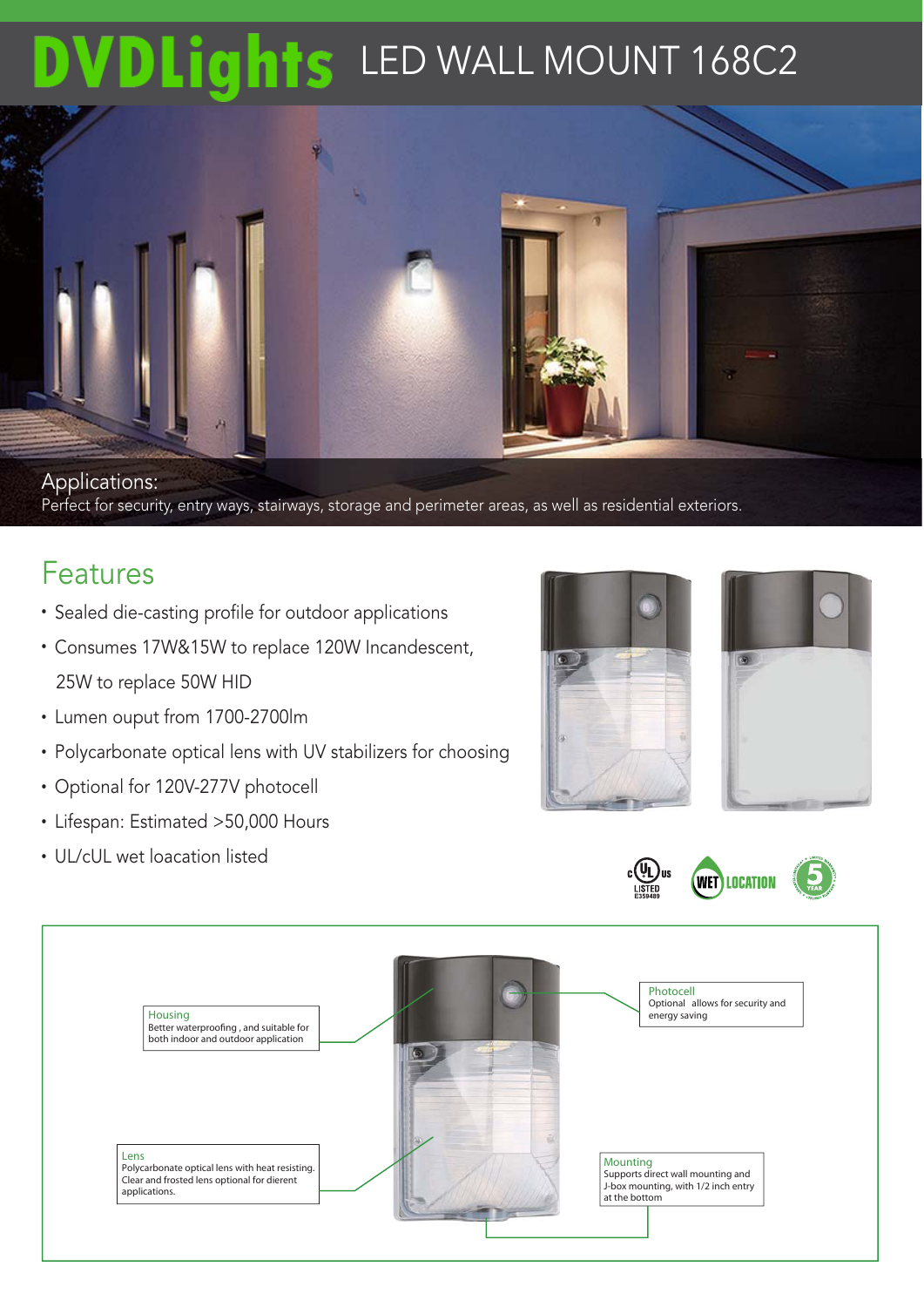# DVDLights LED WALL MOUNT 168C2

**Applications:**
Perfect for security, entry ways, stairways, storage and perimeter areas, as well as residential exteriors.

## Features

- Sealed die-casting profile for outdoor applications
- Consumes 17W&15W to replace 120W Incandescent, 25W to replace 50W HID
- Lumen ouput from 1700-2700lm
- Polycarbonate optical lens with UV stabilizers for choosing
- Optional for 120V-277V photocell
- Lifespan: Estimated >50,000 Hours
- UL/cUL wet loacation listed

c UL us LISTED E359489 | WET LOCATION | 5 YEAR

**Housing**
Better waterproofing , and suitable for both indoor and outdoor application

**Lens**
Polycarbonate optical lens with heat resisting. Clear and frosted lens optional for dierent applications.

**Photocell**
Optional allows for security and energy saving

**Mounting**
Supports direct wall mounting and J-box mounting, with 1/2 inch entry at the bottom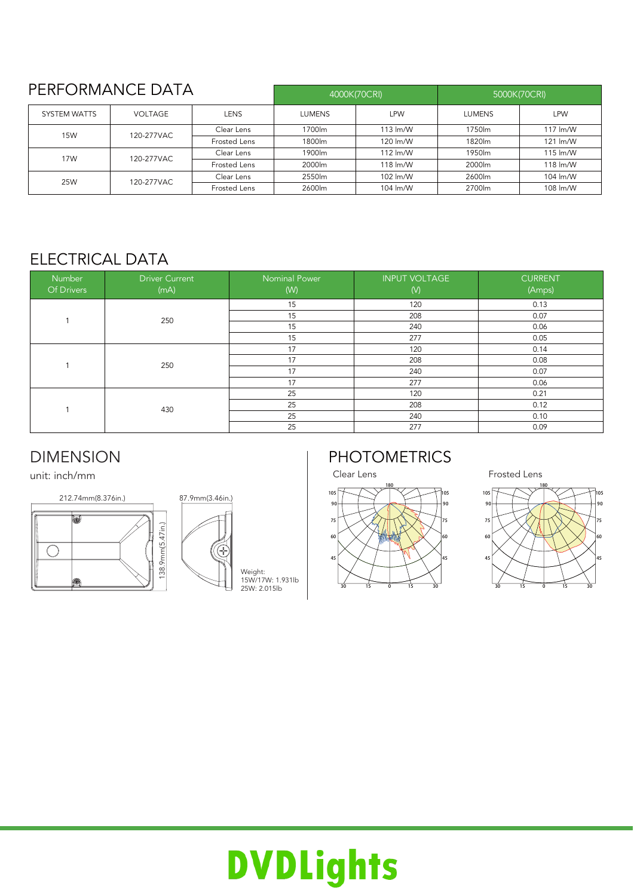## PERFORMANCE DATA

| SYSTEM WATTS | VOLTAGE | LENS | 4000K(70CRI) | | 5000K(70CRI) | |
|---|---|---|---|---|---|---|
| | | | LUMENS | LPW | LUMENS | LPW |
| 15W | 120-277VAC | Clear Lens | 1700lm | 113 lm/W | 1750lm | 117 lm/W |
| | | Frosted Lens | 1800lm | 120 lm/W | 1820lm | 121 lm/W |
| 17W | 120-277VAC | Clear Lens | 1900lm | 112 lm/W | 1950lm | 115 lm/W |
| | | Frosted Lens | 2000lm | 118 lm/W | 2000lm | 118 lm/W |
| 25W | 120-277VAC | Clear Lens | 2550lm | 102 lm/W | 2600lm | 104 lm/W |
| | | Frosted Lens | 2600lm | 104 lm/W | 2700lm | 108 lm/W |

## ELECTRICAL DATA

| Number Of Drivers | Driver Current (mA) | Nominal Power (W) | INPUT VOLTAGE (V) | CURRENT (Amps) |
|---|---|---|---|---|
| 1 | 250 | 15 | 120 | 0.13 |
| | | 15 | 208 | 0.07 |
| | | 15 | 240 | 0.06 |
| | | 15 | 277 | 0.05 |
| 1 | 250 | 17 | 120 | 0.14 |
| | | 17 | 208 | 0.08 |
| | | 17 | 240 | 0.07 |
| | | 17 | 277 | 0.06 |
| 1 | 430 | 25 | 120 | 0.21 |
| | | 25 | 208 | 0.12 |
| | | 25 | 240 | 0.10 |
| | | 25 | 277 | 0.09 |

## DIMENSION

unit: inch/mm

212.74mm(8.376in.)

138.9mm(5.47in.)

87.9mm(3.46in.)

Weight:
15W/17W: 1.931lb
25W: 2.015lb

## PHOTOMETRICS

Clear Lens

180
105 105
90 90
75 75
60 60
45 45
30 15 0 15 30

Frosted Lens

180
105 105
90 90
75 75
60 60
45 45
30 15 0 15 30

DVDLights